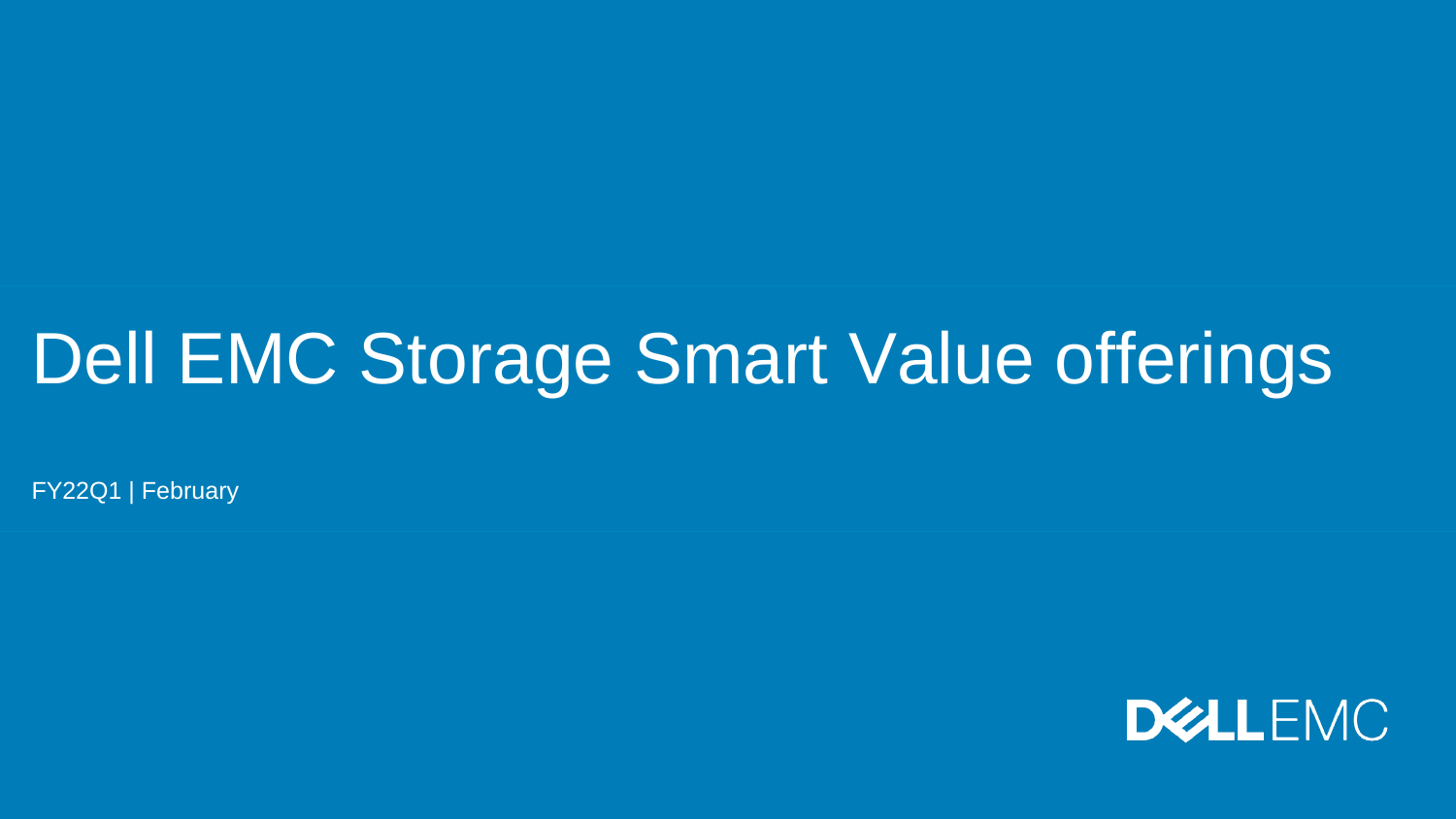# Dell EMC Storage Smart Value offerings

FY22Q1 | February

DELL EMC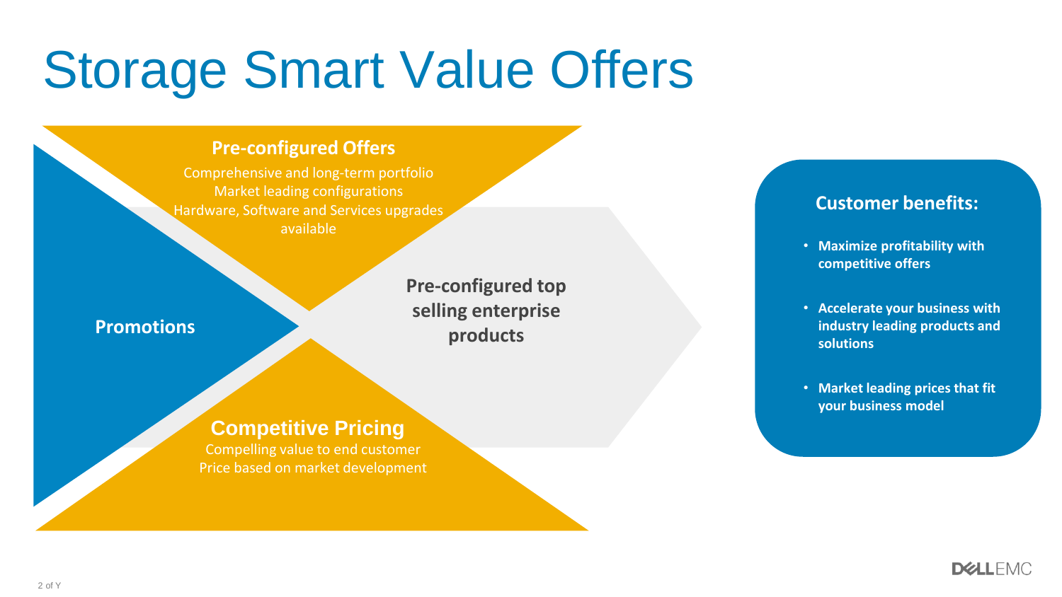# Storage Smart Value Offers

## Pre-configured Offers

Comprehensive and long-term portfolio
Market leading configurations
Hardware, Software and Services upgrades available

**Promotions**

**Pre-configured top selling enterprise products**

## Competitive Pricing

Compelling value to end customer
Price based on market development

**Customer benefits:**

- **Maximize profitability with competitive offers**
- **Accelerate your business with industry leading products and solutions**
- **Market leading prices that fit your business model**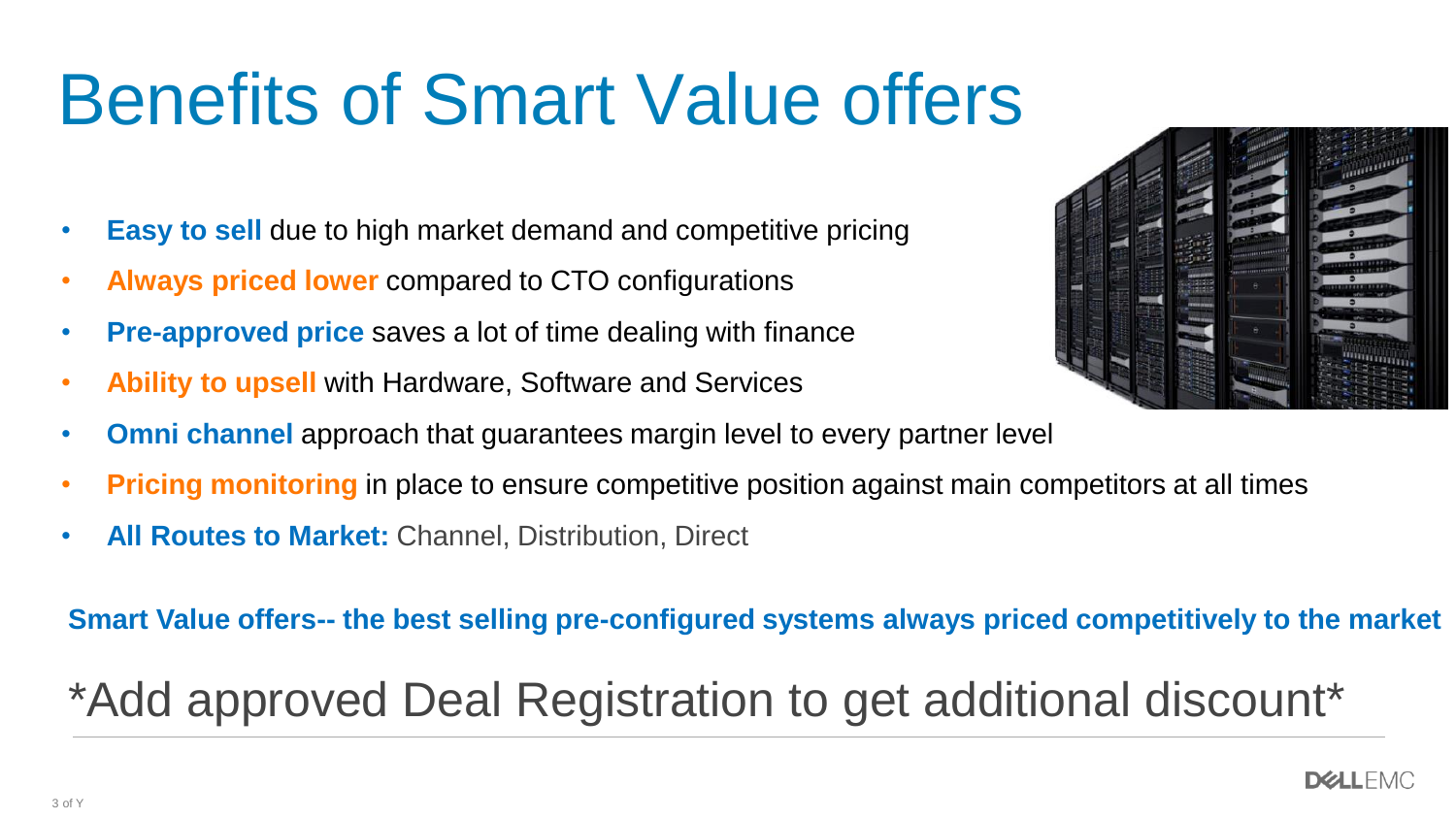# Benefits of Smart Value offers

- **Easy to sell** due to high market demand and competitive pricing
- **Always priced lower** compared to CTO configurations
- **Pre-approved price** saves a lot of time dealing with finance
- **Ability to upsell** with Hardware, Software and Services
- **Omni channel** approach that guarantees margin level to every partner level
- **Pricing monitoring** in place to ensure competitive position against main competitors at all times
- **All Routes to Market:** Channel, Distribution, Direct

**Smart Value offers-- the best selling pre-configured systems always priced competitively to the market**

*Add approved Deal Registration to get additional discount*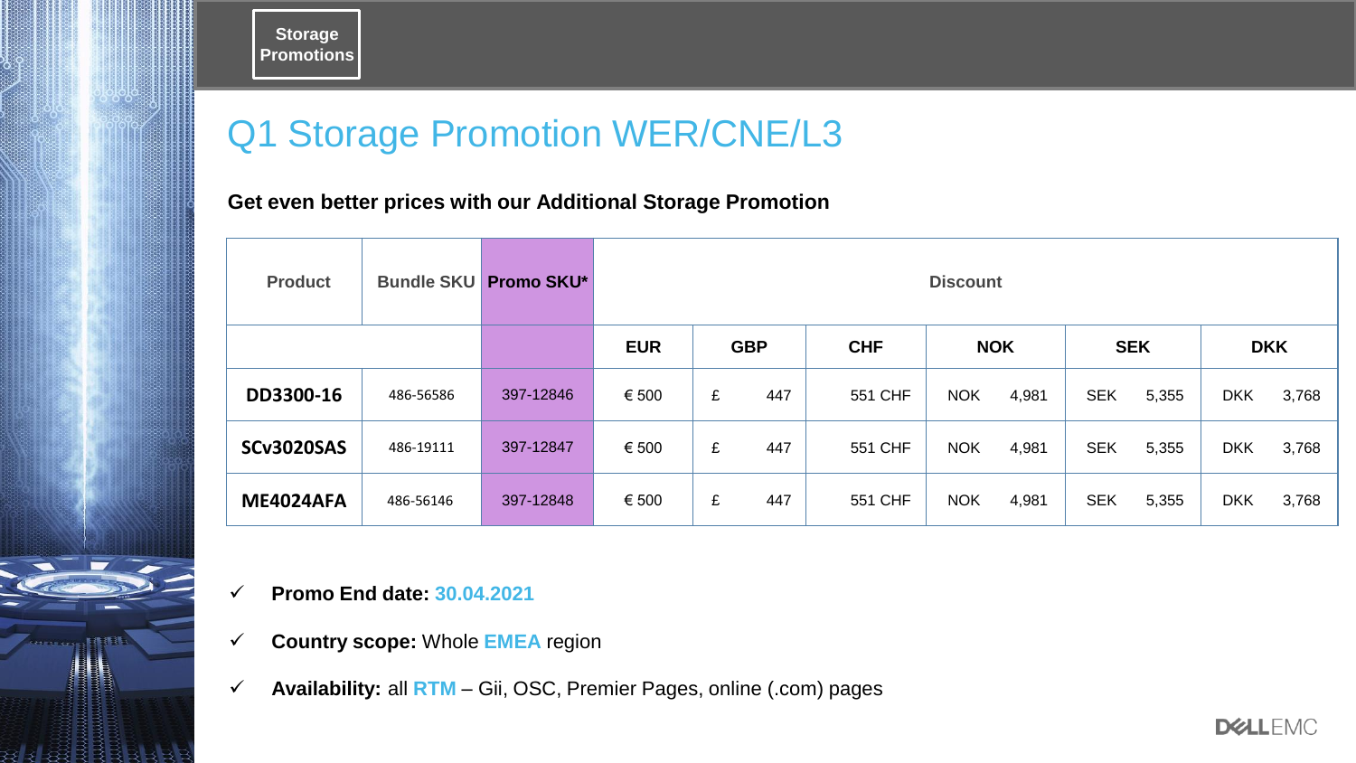Storage Promotions

# Q1 Storage Promotion WER/CNE/L3

**Get even better prices with our Additional Storage Promotion**

| Product | Bundle SKU | Promo SKU* | Discount | | | | | |
|---|---|---|---|---|---|---|---|---|
| | | | EUR | GBP | CHF | NOK | SEK | DKK |
| DD3300-16 | 486-56586 | 397-12846 | € 500 | £ 447 | 551 CHF | NOK 4,981 | SEK 5,355 | DKK 3,768 |
| SCv3020SAS | 486-19111 | 397-12847 | € 500 | £ 447 | 551 CHF | NOK 4,981 | SEK 5,355 | DKK 3,768 |
| ME4024AFA | 486-56146 | 397-12848 | € 500 | £ 447 | 551 CHF | NOK 4,981 | SEK 5,355 | DKK 3,768 |

- ✓ **Promo End date:** 30.04.2021
- ✓ **Country scope:** Whole EMEA region
- ✓ **Availability:** all RTM – Gii, OSC, Premier Pages, online (.com) pages

DELL EMC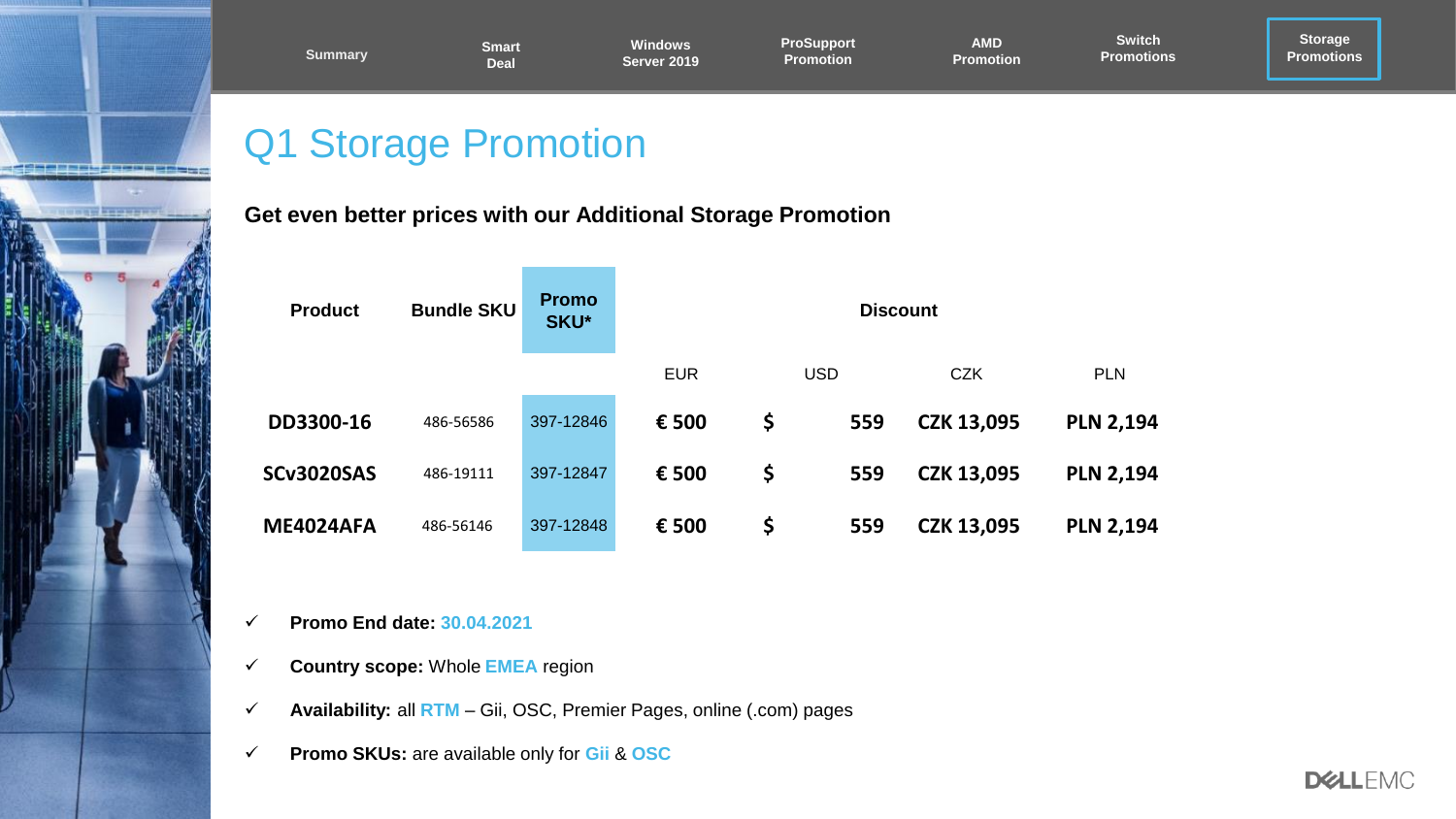Summary | Smart Deal | Windows Server 2019 | ProSupport Promotion | AMD Promotion | Switch Promotions | Storage Promotions

# Q1 Storage Promotion

**Get even better prices with our Additional Storage Promotion**

| Product | Bundle SKU | Promo SKU* | Discount | | | |
|---|---|---|---|---|---|---|
| | | | EUR | USD | CZK | PLN |
| **DD3300-16** | 486-56586 | 397-12846 | **€ 500** | **$ 559** | **CZK 13,095** | **PLN 2,194** |
| **SCv3020SAS** | 486-19111 | 397-12847 | **€ 500** | **$ 559** | **CZK 13,095** | **PLN 2,194** |
| **ME4024AFA** | 486-56146 | 397-12848 | **€ 500** | **$ 559** | **CZK 13,095** | **PLN 2,194** |

- ✓ **Promo End date:** 30.04.2021
- ✓ **Country scope:** Whole EMEA region
- ✓ **Availability:** all RTM – Gii, OSC, Premier Pages, online (.com) pages
- ✓ **Promo SKUs:** are available only for Gii & OSC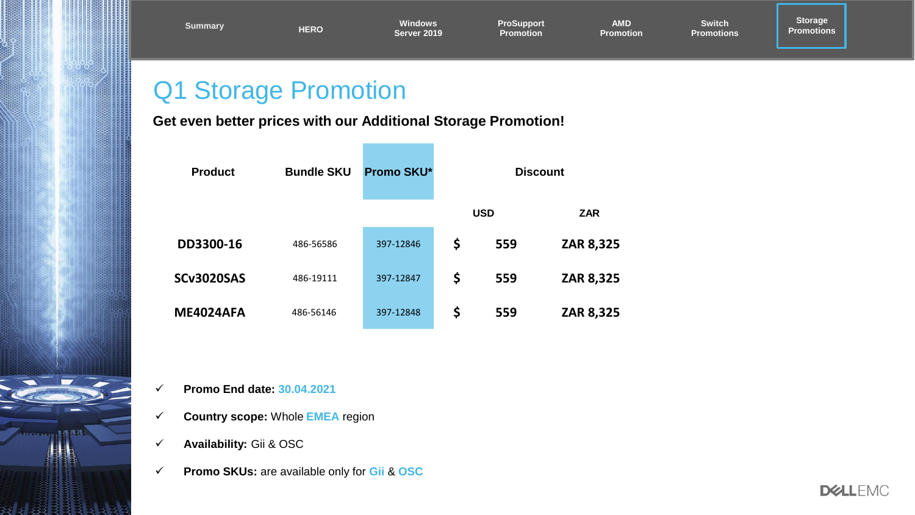Summary | HERO | Windows Server 2019 | ProSupport Promotion | AMD Promotion | Switch Promotions | Storage Promotions

# Q1 Storage Promotion

**Get even better prices with our Additional Storage Promotion!**

| Product | Bundle SKU | Promo SKU* | Discount | |
|---|---|---|---|---|
| | | | USD | ZAR |
| **DD3300-16** | 486-56586 | 397-12846 | **$ 559** | **ZAR 8,325** |
| **SCv3020SAS** | 486-19111 | 397-12847 | **$ 559** | **ZAR 8,325** |
| **ME4024AFA** | 486-56146 | 397-12848 | **$ 559** | **ZAR 8,325** |

- ✓ **Promo End date:** 30.04.2021
- ✓ **Country scope:** Whole EMEA region
- ✓ **Availability:** Gii & OSC
- ✓ **Promo SKUs:** are available only for Gii & OSC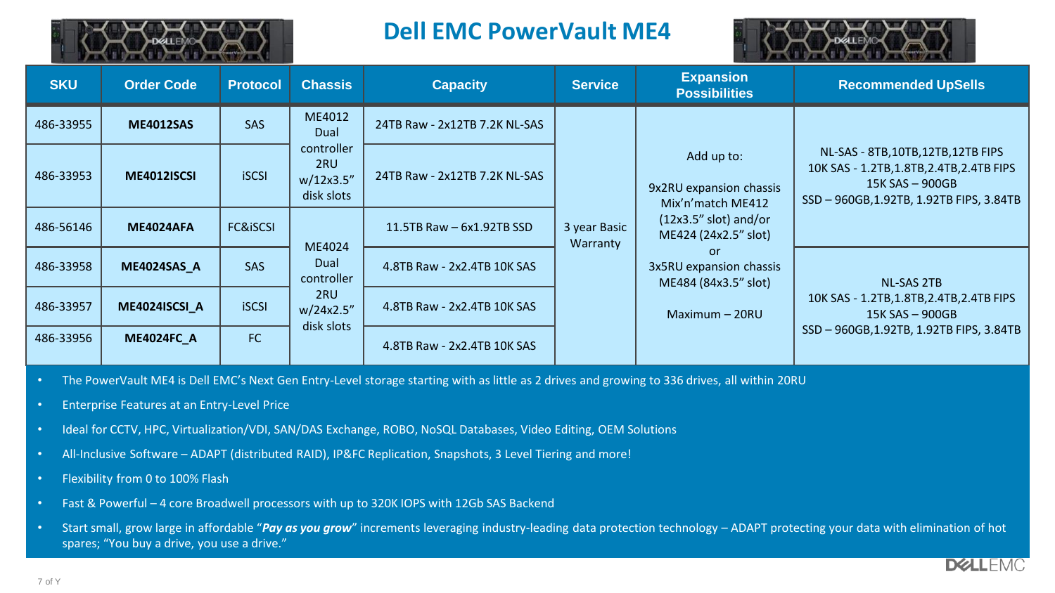# Dell EMC PowerVault ME4

| SKU | Order Code | Protocol | Chassis | Capacity | Service | Expansion Possibilities | Recommended UpSells |
|---|---|---|---|---|---|---|---|
| 486-33955 | **ME4012SAS** | SAS | ME4012 Dual controller 2RU w/12x3.5" disk slots | 24TB Raw - 2x12TB 7.2K NL-SAS | 3 year Basic Warranty | Add up to: 9x2RU expansion chassis Mix'n'match ME412 (12x3.5" slot) and/or ME424 (24x2.5" slot) or 3x5RU expansion chassis ME484 (84x3.5" slot) Maximum – 20RU | NL-SAS - 8TB,10TB,12TB,12TB FIPS 10K SAS - 1.2TB,1.8TB,2.4TB,2.4TB FIPS 15K SAS – 900GB SSD – 960GB,1.92TB, 1.92TB FIPS, 3.84TB |
| 486-33953 | **ME4012ISCSI** | iSCSI | | 24TB Raw - 2x12TB 7.2K NL-SAS | | | |
| 486-56146 | **ME4024AFA** | FC&iSCSI | ME4024 Dual controller 2RU w/24x2.5" disk slots | 11.5TB Raw – 6x1.92TB SSD | | | |
| 486-33958 | **ME4024SAS_A** | SAS | | 4.8TB Raw - 2x2.4TB 10K SAS | | | NL-SAS 2TB 10K SAS - 1.2TB,1.8TB,2.4TB,2.4TB FIPS 15K SAS – 900GB SSD – 960GB,1.92TB, 1.92TB FIPS, 3.84TB |
| 486-33957 | **ME4024ISCSI_A** | iSCSI | | 4.8TB Raw - 2x2.4TB 10K SAS | | | |
| 486-33956 | **ME4024FC_A** | FC | | 4.8TB Raw - 2x2.4TB 10K SAS | | | |

- The PowerVault ME4 is Dell EMC's Next Gen Entry-Level storage starting with as little as 2 drives and growing to 336 drives, all within 20RU
- Enterprise Features at an Entry-Level Price
- Ideal for CCTV, HPC, Virtualization/VDI, SAN/DAS Exchange, ROBO, NoSQL Databases, Video Editing, OEM Solutions
- All-Inclusive Software – ADAPT (distributed RAID), IP&FC Replication, Snapshots, 3 Level Tiering and more!
- Flexibility from 0 to 100% Flash
- Fast & Powerful – 4 core Broadwell processors with up to 320K IOPS with 12Gb SAS Backend
- Start small, grow large in affordable "***Pay as you grow***" increments leveraging industry-leading data protection technology – ADAPT protecting your data with elimination of hot spares; "You buy a drive, you use a drive."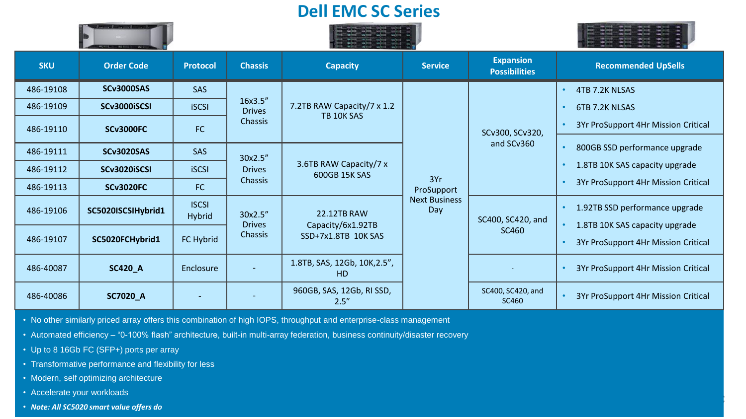# Dell EMC SC Series

| SKU | Order Code | Protocol | Chassis | Capacity | Service | Expansion Possibilities | Recommended UpSells |
|---|---|---|---|---|---|---|---|
| 486-19108 | **SCv3000SAS** | SAS | 16x3.5" Drives Chassis | 7.2TB RAW Capacity/7 x 1.2 TB 10K SAS | 3Yr ProSupport Next Business Day | SCv300, SCv320, and SCv360 | • 4TB 7.2K NLSAS<br>• 6TB 7.2K NLSAS<br>• 3Yr ProSupport 4Hr Mission Critical |
| 486-19109 | **SCv3000iSCSI** | iSCSI | | | | | |
| 486-19110 | **SCv3000FC** | FC | | | | | |
| 486-19111 | **SCv3020SAS** | SAS | 30x2.5" Drives Chassis | 3.6TB RAW Capacity/7 x 600GB 15K SAS | | | • 800GB SSD performance upgrade<br>• 1.8TB 10K SAS capacity upgrade<br>• 3Yr ProSupport 4Hr Mission Critical |
| 486-19112 | **SCv3020iSCSI** | iSCSI | | | | | |
| 486-19113 | **SCv3020FC** | FC | | | | | |
| 486-19106 | **SC5020ISCSIHybrid1** | ISCSI Hybrid | 30x2.5" Drives Chassis | 22.12TB RAW Capacity/6x1.92TB SSD+7x1.8TB 10K SAS | | SC400, SC420, and SC460 | • 1.92TB SSD performance upgrade<br>• 1.8TB 10K SAS capacity upgrade<br>• 3Yr ProSupport 4Hr Mission Critical |
| 486-19107 | **SC5020FCHybrid1** | FC Hybrid | | | | | |
| 486-40087 | **SC420_A** | Enclosure | - | 1.8TB, SAS, 12Gb, 10K,2.5", HD | | - | • 3Yr ProSupport 4Hr Mission Critical |
| 486-40086 | **SC7020_A** | - | - | 960GB, SAS, 12Gb, RI SSD, 2.5" | | SC400, SC420, and SC460 | • 3Yr ProSupport 4Hr Mission Critical |

- No other similarly priced array offers this combination of high IOPS, throughput and enterprise-class management
- Automated efficiency – "0-100% flash" architecture, built-in multi-array federation, business continuity/disaster recovery
- Up to 8 16Gb FC (SFP+) ports per array
- Transformative performance and flexibility for less
- Modern, self optimizing architecture
- Accelerate your workloads
- ***Note: All SC5020 smart value offers do***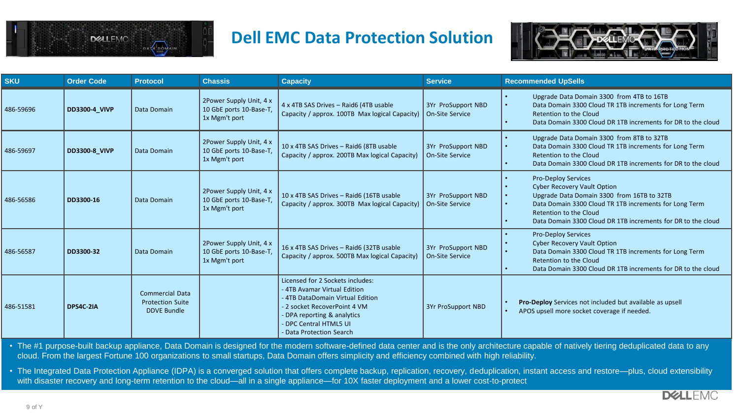# Dell EMC Data Protection Solution

| SKU | Order Code | Protocol | Chassis | Capacity | Service | Recommended UpSells |
|---|---|---|---|---|---|---|
| 486-59696 | **DD3300-4_VIVP** | Data Domain | 2Power Supply Unit, 4 x 10 GbE ports 10-Base-T, 1x Mgm't port | 4 x 4TB SAS Drives – Raid6 (4TB usable Capacity / approx. 100TB Max logical Capacity) | 3Yr ProSupport NBD On-Site Service | • Upgrade Data Domain 3300 from 4TB to 16TB<br>• Data Domain 3300 Cloud TR 1TB increments for Long Term Retention to the Cloud<br>• Data Domain 3300 Cloud DR 1TB increments for DR to the cloud |
| 486-59697 | **DD3300-8_VIVP** | Data Domain | 2Power Supply Unit, 4 x 10 GbE ports 10-Base-T, 1x Mgm't port | 10 x 4TB SAS Drives – Raid6 (8TB usable Capacity / approx. 200TB Max logical Capacity) | 3Yr ProSupport NBD On-Site Service | • Upgrade Data Domain 3300 from 8TB to 32TB<br>• Data Domain 3300 Cloud TR 1TB increments for Long Term Retention to the Cloud<br>• Data Domain 3300 Cloud DR 1TB increments for DR to the cloud |
| 486-56586 | **DD3300-16** | Data Domain | 2Power Supply Unit, 4 x 10 GbE ports 10-Base-T, 1x Mgm't port | 10 x 4TB SAS Drives – Raid6 (16TB usable Capacity / approx. 300TB Max logical Capacity) | 3Yr ProSupport NBD On-Site Service | • Pro-Deploy Services<br>• Cyber Recovery Vault Option<br>• Upgrade Data Domain 3300 from 16TB to 32TB<br>• Data Domain 3300 Cloud TR 1TB increments for Long Term Retention to the Cloud<br>• Data Domain 3300 Cloud DR 1TB increments for DR to the cloud |
| 486-56587 | **DD3300-32** | Data Domain | 2Power Supply Unit, 4 x 10 GbE ports 10-Base-T, 1x Mgm't port | 16 x 4TB SAS Drives – Raid6 (32TB usable Capacity / approx. 500TB Max logical Capacity) | 3Yr ProSupport NBD On-Site Service | • Pro-Deploy Services<br>• Cyber Recovery Vault Option<br>• Data Domain 3300 Cloud TR 1TB increments for Long Term Retention to the Cloud<br>• Data Domain 3300 Cloud DR 1TB increments for DR to the cloud |
| 486-51581 | **DPS4C-2IA** | Commercial Data Protection Suite DDVE Bundle | | Licensed for 2 Sockets includes:<br>- 4TB Avamar Virtual Edition<br>- 4TB DataDomain Virtual Edition<br>- 2 socket RecoverPoint 4 VM<br>- DPA reporting & analytics<br>- DPC Central HTML5 UI<br>- Data Protection Search | 3Yr ProSupport NBD | • **Pro-Deploy** Services not included but available as upsell<br>• APOS upsell more socket coverage if needed. |

- The #1 purpose-built backup appliance, Data Domain is designed for the modern software-defined data center and is the only architecture capable of natively tiering deduplicated data to any cloud. From the largest Fortune 100 organizations to small startups, Data Domain offers simplicity and efficiency combined with high reliability.
- The Integrated Data Protection Appliance (IDPA) is a converged solution that offers complete backup, replication, recovery, deduplication, instant access and restore—plus, cloud extensibility with disaster recovery and long-term retention to the cloud—all in a single appliance—for 10X faster deployment and a lower cost-to-protect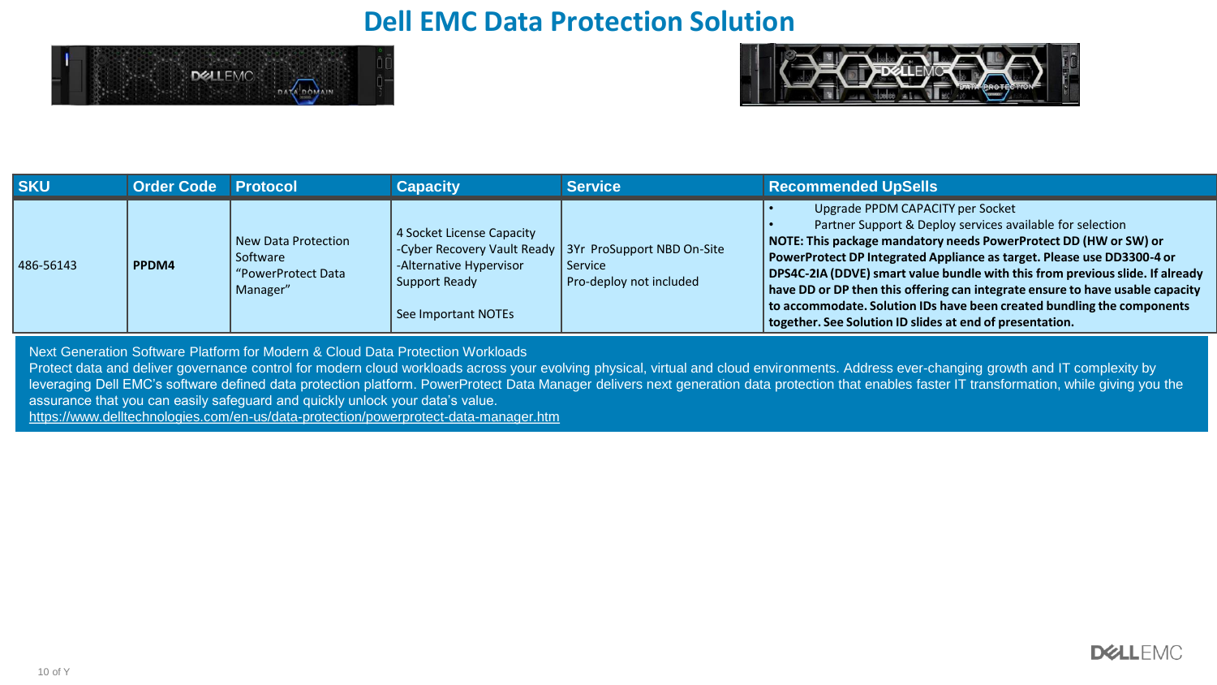# Dell EMC Data Protection Solution

| SKU | Order Code | Protocol | Capacity | Service | Recommended UpSells |
|---|---|---|---|---|---|
| 486-56143 | **PPDM4** | New Data Protection Software "PowerProtect Data Manager" | 4 Socket License Capacity<br>-Cyber Recovery Vault Ready<br>-Alternative Hypervisor Support Ready<br><br>See Important NOTEs | 3Yr ProSupport NBD On-Site Service<br>Pro-deploy not included | • Upgrade PPDM CAPACITY per Socket<br>• Partner Support & Deploy services available for selection<br>**NOTE: This package mandatory needs PowerProtect DD (HW or SW) or PowerProtect DP Integrated Appliance as target. Please use DD3300-4 or DPS4C-2IA (DDVE) smart value bundle with this from previous slide. If already have DD or DP then this offering can integrate ensure to have usable capacity to accommodate. Solution IDs have been created bundling the components together. See Solution ID slides at end of presentation.** |

Next Generation Software Platform for Modern & Cloud Data Protection Workloads

Protect data and deliver governance control for modern cloud workloads across your evolving physical, virtual and cloud environments. Address ever-changing growth and IT complexity by leveraging Dell EMC's software defined data protection platform. PowerProtect Data Manager delivers next generation data protection that enables faster IT transformation, while giving you the assurance that you can easily safeguard and quickly unlock your data's value.

https://www.delltechnologies.com/en-us/data-protection/powerprotect-data-manager.htm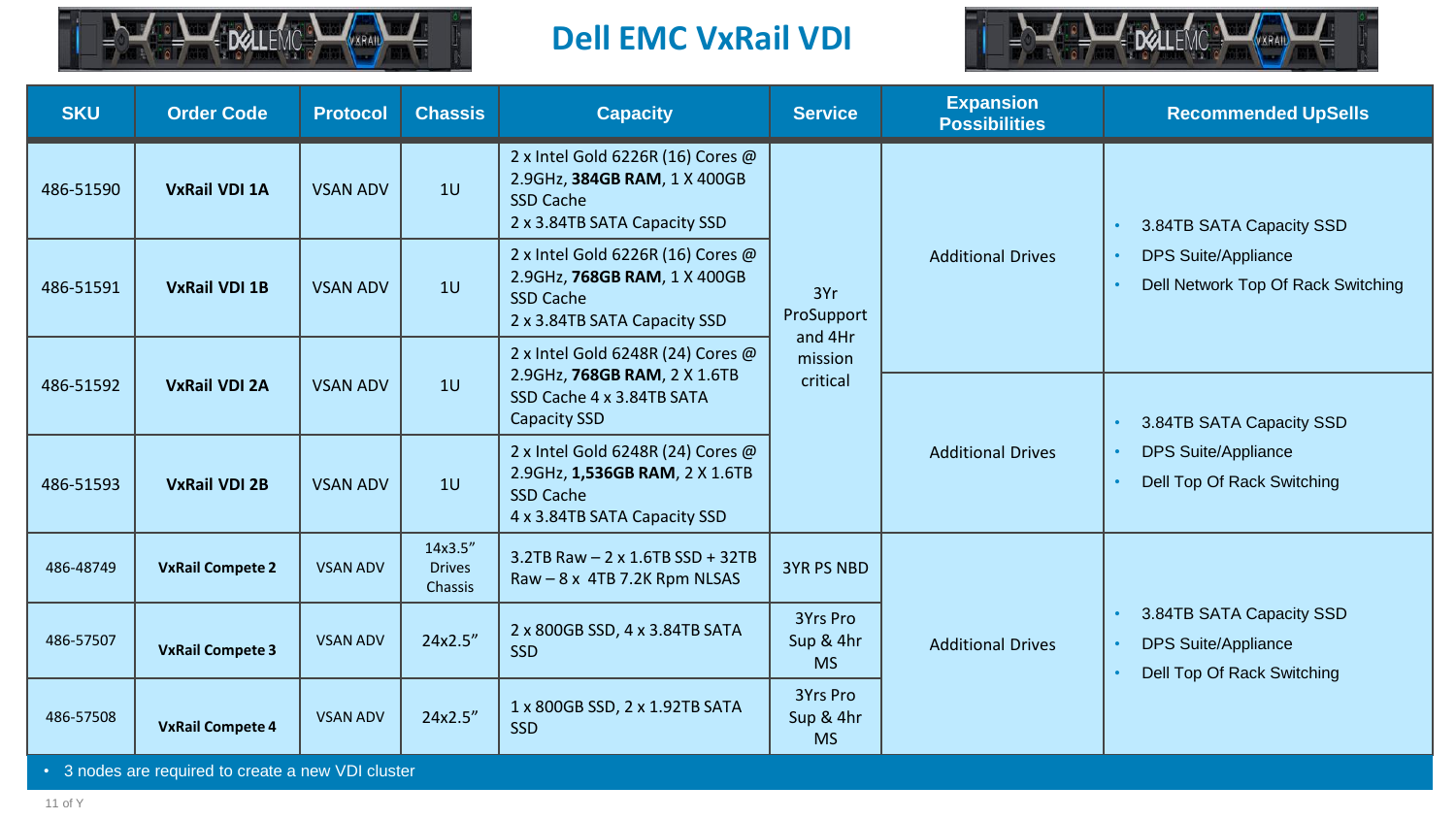# Dell EMC VxRail VDI

| SKU | Order Code | Protocol | Chassis | Capacity | Service | Expansion Possibilities | Recommended UpSells |
|---|---|---|---|---|---|---|---|
| 486-51590 | **VxRail VDI 1A** | VSAN ADV | 1U | 2 x Intel Gold 6226R (16) Cores @ 2.9GHz, **384GB RAM**, 1 X 400GB SSD Cache<br>2 x 3.84TB SATA Capacity SSD | 3Yr ProSupport and 4Hr mission critical | Additional Drives | • 3.84TB SATA Capacity SSD<br>• DPS Suite/Appliance<br>• Dell Network Top Of Rack Switching |
| 486-51591 | **VxRail VDI 1B** | VSAN ADV | 1U | 2 x Intel Gold 6226R (16) Cores @ 2.9GHz, **768GB RAM**, 1 X 400GB SSD Cache<br>2 x 3.84TB SATA Capacity SSD | | | |
| 486-51592 | **VxRail VDI 2A** | VSAN ADV | 1U | 2 x Intel Gold 6248R (24) Cores @ 2.9GHz, **768GB RAM**, 2 X 1.6TB SSD Cache 4 x 3.84TB SATA Capacity SSD | | Additional Drives | • 3.84TB SATA Capacity SSD<br>• DPS Suite/Appliance<br>• Dell Top Of Rack Switching |
| 486-51593 | **VxRail VDI 2B** | VSAN ADV | 1U | 2 x Intel Gold 6248R (24) Cores @ 2.9GHz, **1,536GB RAM**, 2 X 1.6TB SSD Cache<br>4 x 3.84TB SATA Capacity SSD | | | |
| 486-48749 | **VxRail Compete 2** | VSAN ADV | 14x3.5" Drives Chassis | 3.2TB Raw – 2 x 1.6TB SSD + 32TB Raw – 8 x 4TB 7.2K Rpm NLSAS | 3YR PS NBD | Additional Drives | • 3.84TB SATA Capacity SSD<br>• DPS Suite/Appliance<br>• Dell Top Of Rack Switching |
| 486-57507 | **VxRail Compete 3** | VSAN ADV | 24x2.5" | 2 x 800GB SSD, 4 x 3.84TB SATA SSD | 3Yrs Pro Sup & 4hr MS | | |
| 486-57508 | **VxRail Compete 4** | VSAN ADV | 24x2.5" | 1 x 800GB SSD, 2 x 1.92TB SATA SSD | 3Yrs Pro Sup & 4hr MS | | |

- 3 nodes are required to create a new VDI cluster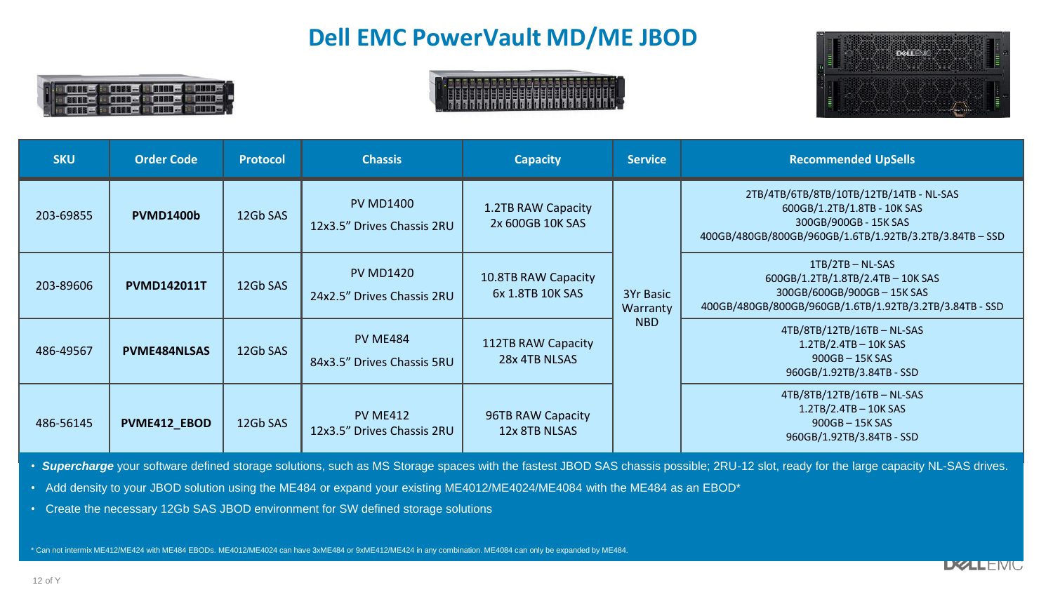# Dell EMC PowerVault MD/ME JBOD

| SKU | Order Code | Protocol | Chassis | Capacity | Service | Recommended UpSells |
|---|---|---|---|---|---|---|
| 203-69855 | **PVMD1400b** | 12Gb SAS | PV MD1400<br>12x3.5" Drives Chassis 2RU | 1.2TB RAW Capacity<br>2x 600GB 10K SAS | 3Yr Basic Warranty NBD | 2TB/4TB/6TB/8TB/10TB/12TB/14TB - NL-SAS<br>600GB/1.2TB/1.8TB - 10K SAS<br>300GB/900GB - 15K SAS<br>400GB/480GB/800GB/960GB/1.6TB/1.92TB/3.2TB/3.84TB – SSD |
| 203-89606 | **PVMD142011T** | 12Gb SAS | PV MD1420<br>24x2.5" Drives Chassis 2RU | 10.8TB RAW Capacity<br>6x 1.8TB 10K SAS | | 1TB/2TB – NL-SAS<br>600GB/1.2TB/1.8TB/2.4TB – 10K SAS<br>300GB/600GB/900GB – 15K SAS<br>400GB/480GB/800GB/960GB/1.6TB/1.92TB/3.2TB/3.84TB - SSD |
| 486-49567 | **PVME484NLSAS** | 12Gb SAS | PV ME484<br>84x3.5" Drives Chassis 5RU | 112TB RAW Capacity<br>28x 4TB NLSAS | | 4TB/8TB/12TB/16TB – NL-SAS<br>1.2TB/2.4TB – 10K SAS<br>900GB – 15K SAS<br>960GB/1.92TB/3.84TB - SSD |
| 486-56145 | **PVME412_EBOD** | 12Gb SAS | PV ME412<br>12x3.5" Drives Chassis 2RU | 96TB RAW Capacity<br>12x 8TB NLSAS | | 4TB/8TB/12TB/16TB – NL-SAS<br>1.2TB/2.4TB – 10K SAS<br>900GB – 15K SAS<br>960GB/1.92TB/3.84TB - SSD |

- ***Supercharge*** your software defined storage solutions, such as MS Storage spaces with the fastest JBOD SAS chassis possible; 2RU-12 slot, ready for the large capacity NL-SAS drives.
- Add density to your JBOD solution using the ME484 or expand your existing ME4012/ME4024/ME4084 with the ME484 as an EBOD*
- Create the necessary 12Gb SAS JBOD environment for SW defined storage solutions

\* Can not intermix ME412/ME424 with ME484 EBODs. ME4012/ME4024 can have 3xME484 or 9xME412/ME424 in any combination. ME4084 can only be expanded by ME484.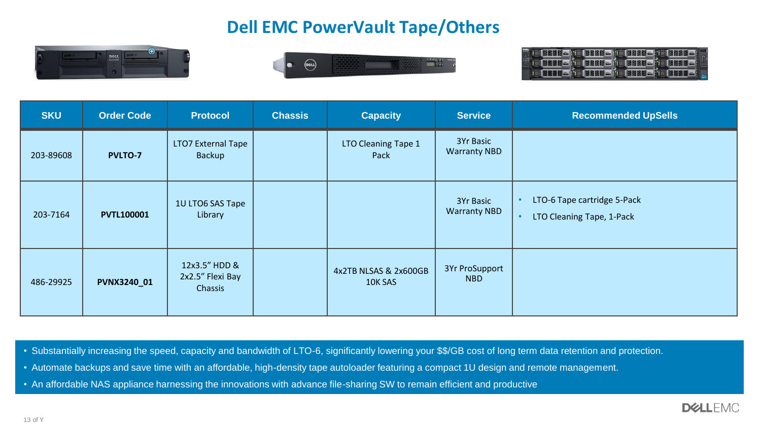# Dell EMC PowerVault Tape/Others

| SKU | Order Code | Protocol | Chassis | Capacity | Service | Recommended UpSells |
|---|---|---|---|---|---|---|
| 203-89608 | **PVLTO-7** | LTO7 External Tape Backup | | LTO Cleaning Tape 1 Pack | 3Yr Basic Warranty NBD | |
| 203-7164 | **PVTL100001** | 1U LTO6 SAS Tape Library | | | 3Yr Basic Warranty NBD | • LTO-6 Tape cartridge 5-Pack<br>• LTO Cleaning Tape, 1-Pack |
| 486-29925 | **PVNX3240_01** | 12x3.5" HDD & 2x2.5" Flexi Bay Chassis | | 4x2TB NLSAS & 2x600GB 10K SAS | 3Yr ProSupport NBD | |

- Substantially increasing the speed, capacity and bandwidth of LTO-6, significantly lowering your $$/GB cost of long term data retention and protection.
- Automate backups and save time with an affordable, high-density tape autoloader featuring a compact 1U design and remote management.
- An affordable NAS appliance harnessing the innovations with advance file-sharing SW to remain efficient and productive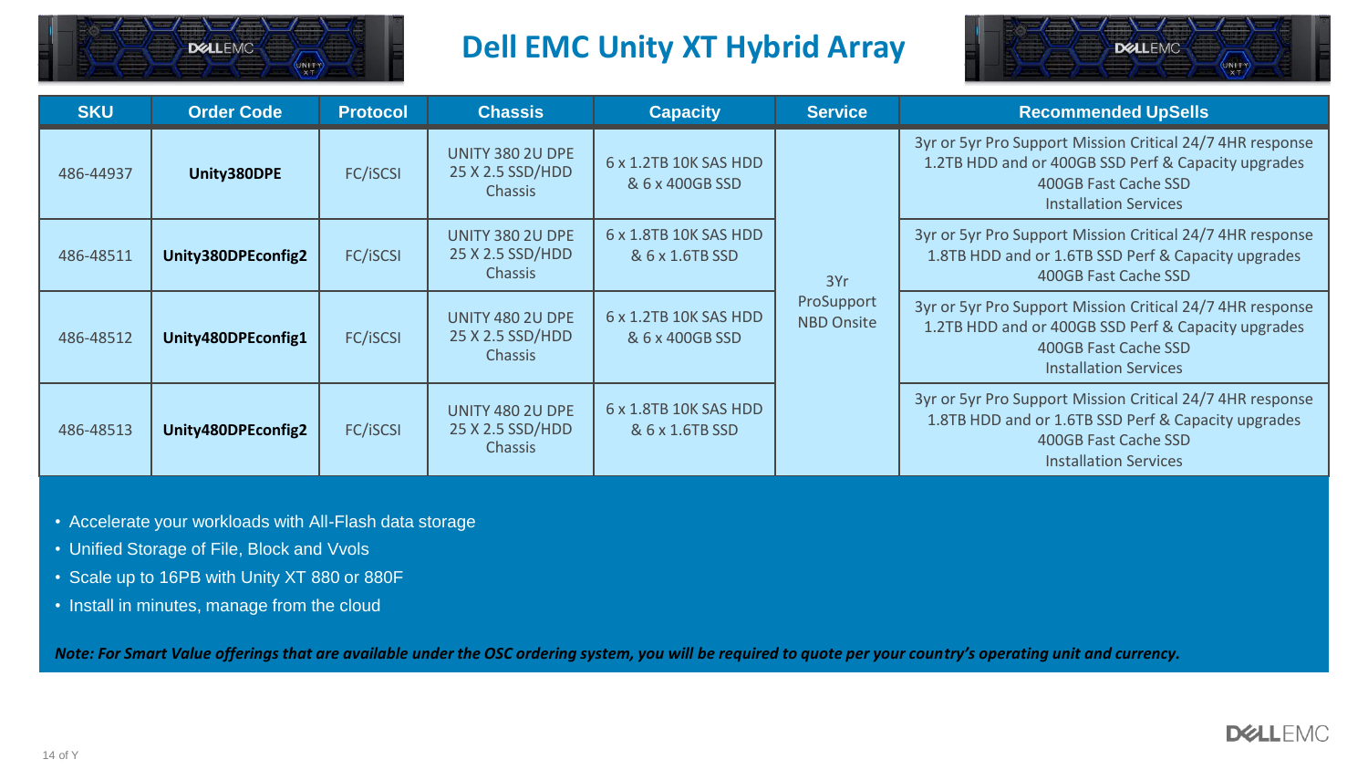# Dell EMC Unity XT Hybrid Array

| SKU | Order Code | Protocol | Chassis | Capacity | Service | Recommended UpSells |
|---|---|---|---|---|---|---|
| 486-44937 | **Unity380DPE** | FC/iSCSI | UNITY 380 2U DPE 25 X 2.5 SSD/HDD Chassis | 6 x 1.2TB 10K SAS HDD & 6 x 400GB SSD | 3Yr ProSupport NBD Onsite | 3yr or 5yr Pro Support Mission Critical 24/7 4HR response<br>1.2TB HDD and or 400GB SSD Perf & Capacity upgrades<br>400GB Fast Cache SSD<br>Installation Services |
| 486-48511 | **Unity380DPEconfig2** | FC/iSCSI | UNITY 380 2U DPE 25 X 2.5 SSD/HDD Chassis | 6 x 1.8TB 10K SAS HDD & 6 x 1.6TB SSD | 3Yr ProSupport NBD Onsite | 3yr or 5yr Pro Support Mission Critical 24/7 4HR response<br>1.8TB HDD and or 1.6TB SSD Perf & Capacity upgrades<br>400GB Fast Cache SSD |
| 486-48512 | **Unity480DPEconfig1** | FC/iSCSI | UNITY 480 2U DPE 25 X 2.5 SSD/HDD Chassis | 6 x 1.2TB 10K SAS HDD & 6 x 400GB SSD | 3Yr ProSupport NBD Onsite | 3yr or 5yr Pro Support Mission Critical 24/7 4HR response<br>1.2TB HDD and or 400GB SSD Perf & Capacity upgrades<br>400GB Fast Cache SSD<br>Installation Services |
| 486-48513 | **Unity480DPEconfig2** | FC/iSCSI | UNITY 480 2U DPE 25 X 2.5 SSD/HDD Chassis | 6 x 1.8TB 10K SAS HDD & 6 x 1.6TB SSD | 3Yr ProSupport NBD Onsite | 3yr or 5yr Pro Support Mission Critical 24/7 4HR response<br>1.8TB HDD and or 1.6TB SSD Perf & Capacity upgrades<br>400GB Fast Cache SSD<br>Installation Services |

- Accelerate your workloads with All-Flash data storage
- Unified Storage of File, Block and Vvols
- Scale up to 16PB with Unity XT 880 or 880F
- Install in minutes, manage from the cloud

***Note: For Smart Value offerings that are available under the OSC ordering system, you will be required to quote per your country's operating unit and currency.***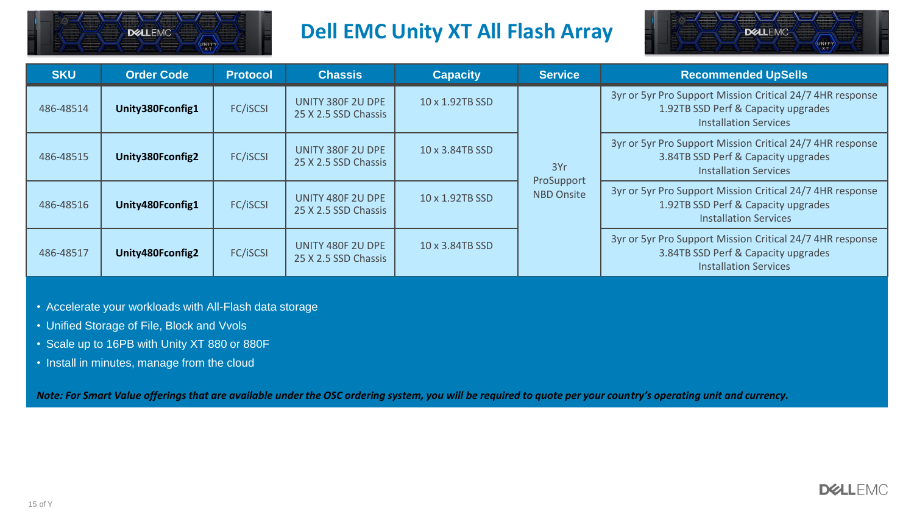# Dell EMC Unity XT All Flash Array

| SKU | Order Code | Protocol | Chassis | Capacity | Service | Recommended UpSells |
| --- | --- | --- | --- | --- | --- | --- |
| 486-48514 | **Unity380Fconfig1** | FC/iSCSI | UNITY 380F 2U DPE 25 X 2.5 SSD Chassis | 10 x 1.92TB SSD | 3Yr ProSupport NBD Onsite | 3yr or 5yr Pro Support Mission Critical 24/7 4HR response 1.92TB SSD Perf & Capacity upgrades Installation Services |
| 486-48515 | **Unity380Fconfig2** | FC/iSCSI | UNITY 380F 2U DPE 25 X 2.5 SSD Chassis | 10 x 3.84TB SSD | | 3yr or 5yr Pro Support Mission Critical 24/7 4HR response 3.84TB SSD Perf & Capacity upgrades Installation Services |
| 486-48516 | **Unity480Fconfig1** | FC/iSCSI | UNITY 480F 2U DPE 25 X 2.5 SSD Chassis | 10 x 1.92TB SSD | | 3yr or 5yr Pro Support Mission Critical 24/7 4HR response 1.92TB SSD Perf & Capacity upgrades Installation Services |
| 486-48517 | **Unity480Fconfig2** | FC/iSCSI | UNITY 480F 2U DPE 25 X 2.5 SSD Chassis | 10 x 3.84TB SSD | | 3yr or 5yr Pro Support Mission Critical 24/7 4HR response 3.84TB SSD Perf & Capacity upgrades Installation Services |

- Accelerate your workloads with All-Flash data storage
- Unified Storage of File, Block and Vvols
- Scale up to 16PB with Unity XT 880 or 880F
- Install in minutes, manage from the cloud

***Note: For Smart Value offerings that are available under the OSC ordering system, you will be required to quote per your country's operating unit and currency.***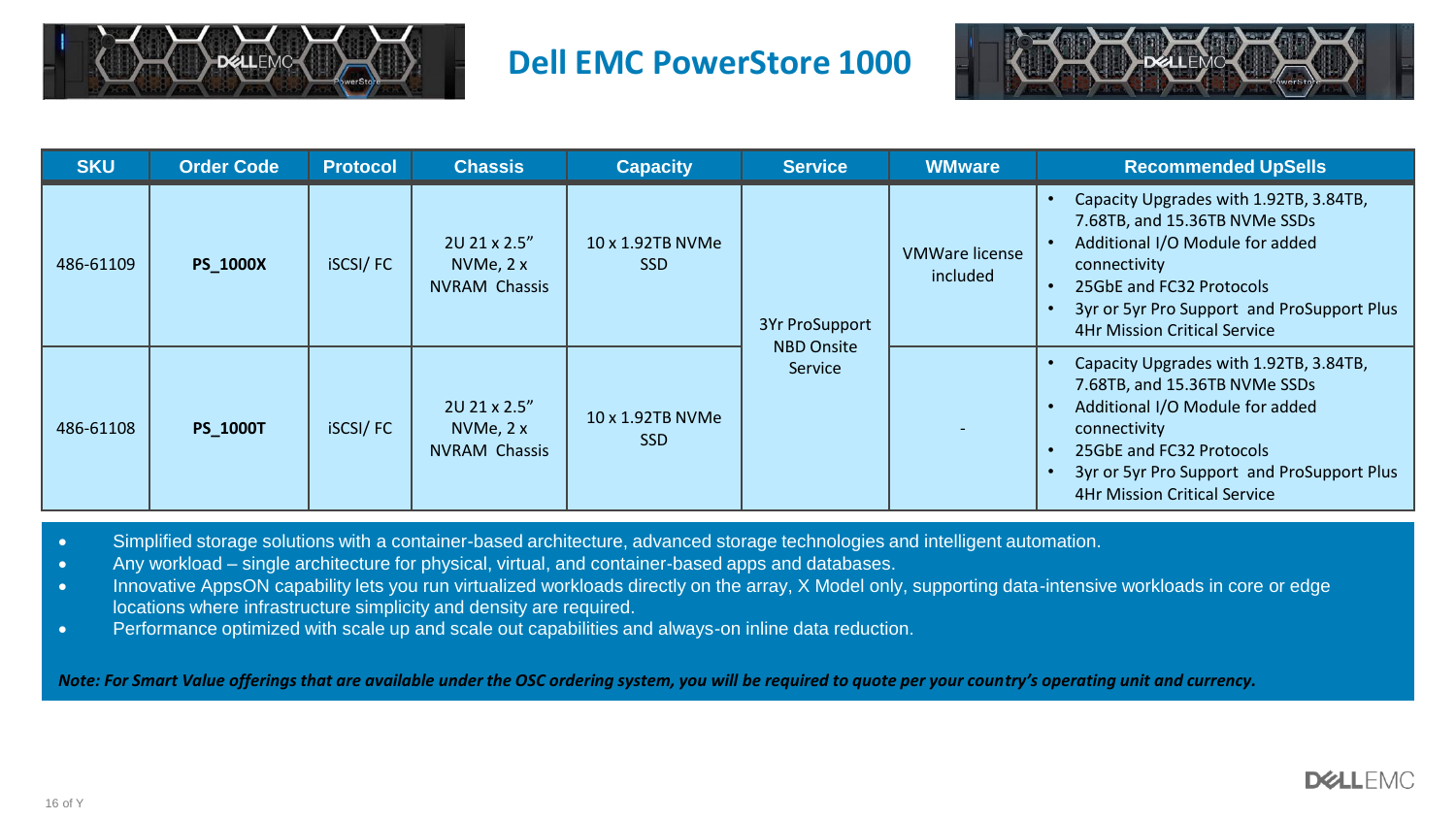# Dell EMC PowerStore 1000

| SKU | Order Code | Protocol | Chassis | Capacity | Service | WMware | Recommended UpSells |
|---|---|---|---|---|---|---|---|
| 486-61109 | **PS_1000X** | iSCSI/ FC | 2U 21 x 2.5" NVMe, 2 x NVRAM Chassis | 10 x 1.92TB NVMe SSD | 3Yr ProSupport NBD Onsite Service | VMWare license included | • Capacity Upgrades with 1.92TB, 3.84TB, 7.68TB, and 15.36TB NVMe SSDs<br>• Additional I/O Module for added connectivity<br>• 25GbE and FC32 Protocols<br>• 3yr or 5yr Pro Support and ProSupport Plus 4Hr Mission Critical Service |
| 486-61108 | **PS_1000T** | iSCSI/ FC | 2U 21 x 2.5" NVMe, 2 x NVRAM Chassis | 10 x 1.92TB NVMe SSD | | - | • Capacity Upgrades with 1.92TB, 3.84TB, 7.68TB, and 15.36TB NVMe SSDs<br>• Additional I/O Module for added connectivity<br>• 25GbE and FC32 Protocols<br>• 3yr or 5yr Pro Support and ProSupport Plus 4Hr Mission Critical Service |

- Simplified storage solutions with a container-based architecture, advanced storage technologies and intelligent automation.
- Any workload – single architecture for physical, virtual, and container-based apps and databases.
- Innovative AppsON capability lets you run virtualized workloads directly on the array, X Model only, supporting data-intensive workloads in core or edge locations where infrastructure simplicity and density are required.
- Performance optimized with scale up and scale out capabilities and always-on inline data reduction.

***Note: For Smart Value offerings that are available under the OSC ordering system, you will be required to quote per your country's operating unit and currency.***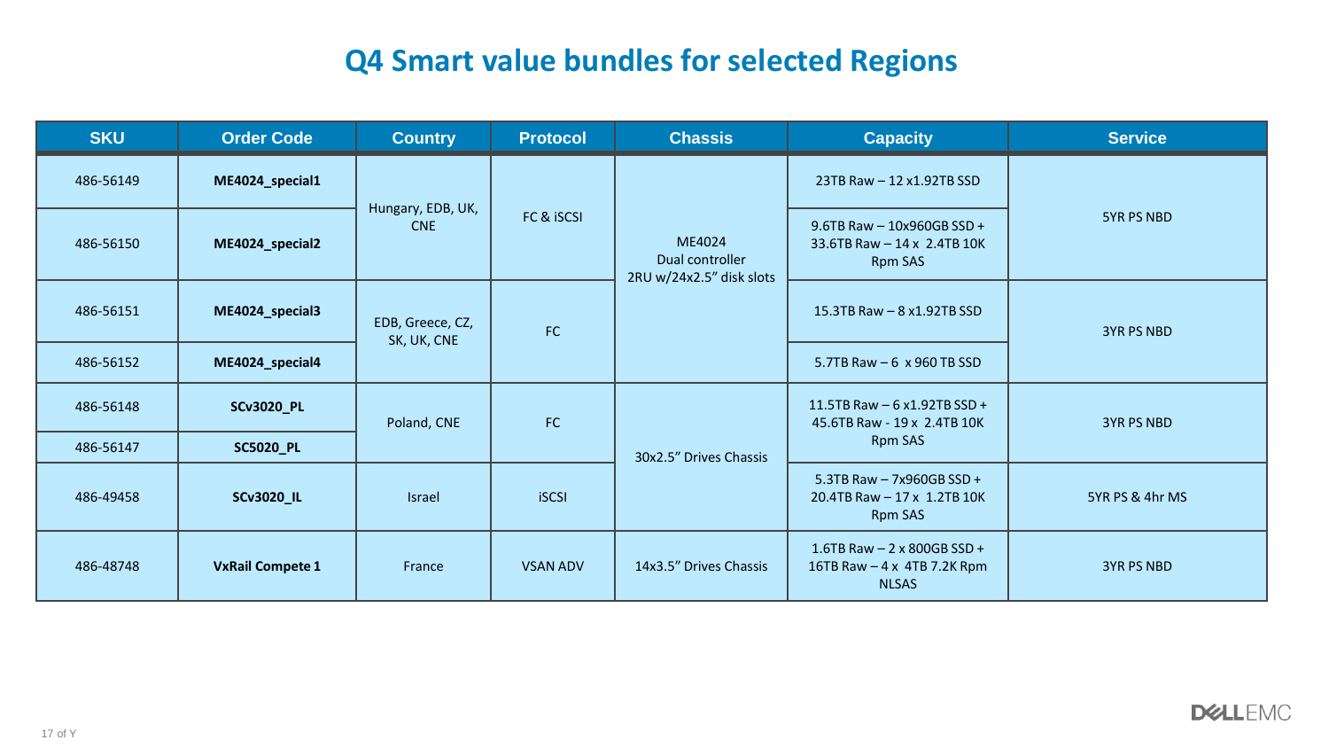# Q4 Smart value bundles for selected Regions

| SKU | Order Code | Country | Protocol | Chassis | Capacity | Service |
|---|---|---|---|---|---|---|
| 486-56149 | **ME4024_special1** | Hungary, EDB, UK, CNE | FC & iSCSI | ME4024 Dual controller 2RU w/24x2.5" disk slots | 23TB Raw – 12 x1.92TB SSD | 5YR PS NBD |
| 486-56150 | **ME4024_special2** | | | | 9.6TB Raw – 10x960GB SSD + 33.6TB Raw – 14 x 2.4TB 10K Rpm SAS | |
| 486-56151 | **ME4024_special3** | EDB, Greece, CZ, SK, UK, CNE | FC | | 15.3TB Raw – 8 x1.92TB SSD | 3YR PS NBD |
| 486-56152 | **ME4024_special4** | | | | 5.7TB Raw – 6 x 960 TB SSD | |
| 486-56148 | **SCv3020_PL** | Poland, CNE | FC | 30x2.5" Drives Chassis | 11.5TB Raw – 6 x1.92TB SSD + 45.6TB Raw - 19 x 2.4TB 10K Rpm SAS | 3YR PS NBD |
| 486-56147 | **SC5020_PL** | | | | | |
| 486-49458 | **SCv3020_IL** | Israel | iSCSI | | 5.3TB Raw – 7x960GB SSD + 20.4TB Raw – 17 x 1.2TB 10K Rpm SAS | 5YR PS & 4hr MS |
| 486-48748 | **VxRail Compete 1** | France | VSAN ADV | 14x3.5" Drives Chassis | 1.6TB Raw – 2 x 800GB SSD + 16TB Raw – 4 x 4TB 7.2K Rpm NLSAS | 3YR PS NBD |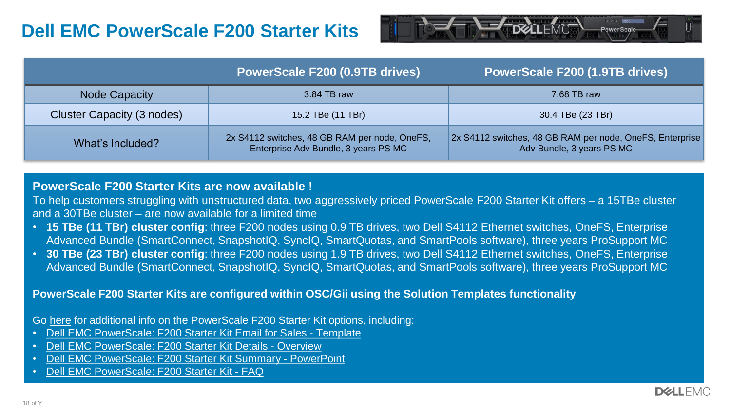# Dell EMC PowerScale F200 Starter Kits

| | PowerScale F200 (0.9TB drives) | PowerScale F200 (1.9TB drives) |
|---|---|---|
| Node Capacity | 3.84 TB raw | 7.68 TB raw |
| Cluster Capacity (3 nodes) | 15.2 TBe (11 TBr) | 30.4 TBe (23 TBr) |
| What's Included? | 2x S4112 switches, 48 GB RAM per node, OneFS, Enterprise Adv Bundle, 3 years PS MC | 2x S4112 switches, 48 GB RAM per node, OneFS, Enterprise Adv Bundle, 3 years PS MC |

**PowerScale F200 Starter Kits are now available !**

To help customers struggling with unstructured data, two aggressively priced PowerScale F200 Starter Kit offers – a 15TBe cluster and a 30TBe cluster – are now available for a limited time

- **15 TBe (11 TBr) cluster config**: three F200 nodes using 0.9 TB drives, two Dell S4112 Ethernet switches, OneFS, Enterprise Advanced Bundle (SmartConnect, SnapshotIQ, SyncIQ, SmartQuotas, and SmartPools software), three years ProSupport MC
- **30 TBe (23 TBr) cluster config**: three F200 nodes using 1.9 TB drives, two Dell S4112 Ethernet switches, OneFS, Enterprise Advanced Bundle (SmartConnect, SnapshotIQ, SyncIQ, SmartQuotas, and SmartPools software), three years ProSupport MC

**PowerScale F200 Starter Kits are configured within OSC/Gii using the Solution Templates functionality**

Go here for additional info on the PowerScale F200 Starter Kit options, including:

- Dell EMC PowerScale: F200 Starter Kit Email for Sales - Template
- Dell EMC PowerScale: F200 Starter Kit Details - Overview
- Dell EMC PowerScale: F200 Starter Kit Summary - PowerPoint
- Dell EMC PowerScale: F200 Starter Kit - FAQ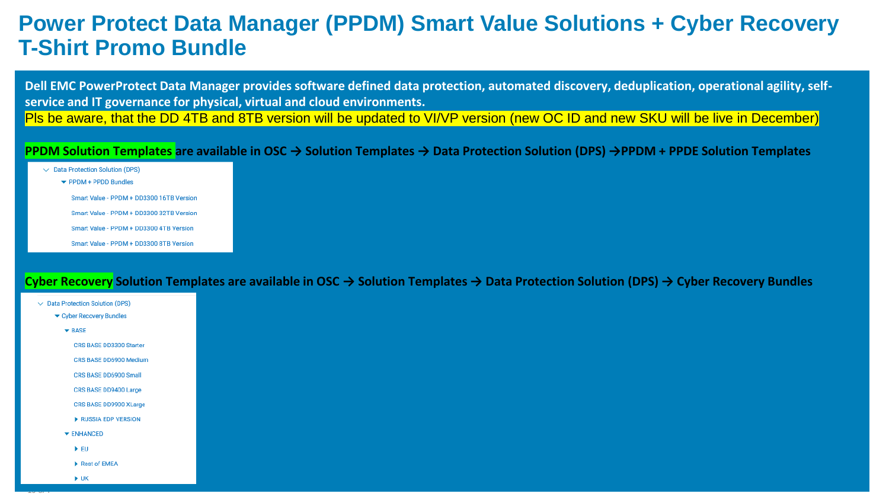# Power Protect Data Manager (PPDM) Smart Value Solutions + Cyber Recovery T-Shirt Promo Bundle

**Dell EMC PowerProtect Data Manager provides software defined data protection, automated discovery, deduplication, operational agility, self-service and IT governance for physical, virtual and cloud environments.**

Pls be aware, that the DD 4TB and 8TB version will be updated to VI/VP version (new OC ID and new SKU will be live in December)

**PPDM Solution Templates are available in OSC → Solution Templates → Data Protection Solution (DPS) →PPDM + PPDE Solution Templates**

- Data Protection Solution (DPS)
  - PPDM + PPDD Bundles
    - Smart Value - PPDM + DD3300 16TB Version
    - Smart Value - PPDM + DD3300 32TB Version
    - Smart Value - PPDM + DD3300 4TB Version
    - Smart Value - PPDM + DD3300 8TB Version

**Cyber Recovery Solution Templates are available in OSC → Solution Templates → Data Protection Solution (DPS) → Cyber Recovery Bundles**

- Data Protection Solution (DPS)
  - Cyber Recovery Bundles
    - BASE
      - CRS BASE DD3300 Starter
      - CRS BASE DD6900 Medium
      - CRS BASE DD6900 Small
      - CRS BASE DD9400 Large
      - CRS BASE DD9900 XLarge
      - RUSSIA EDP VERSION
    - ENHANCED
      - EU
      - Rest of EMEA
      - UK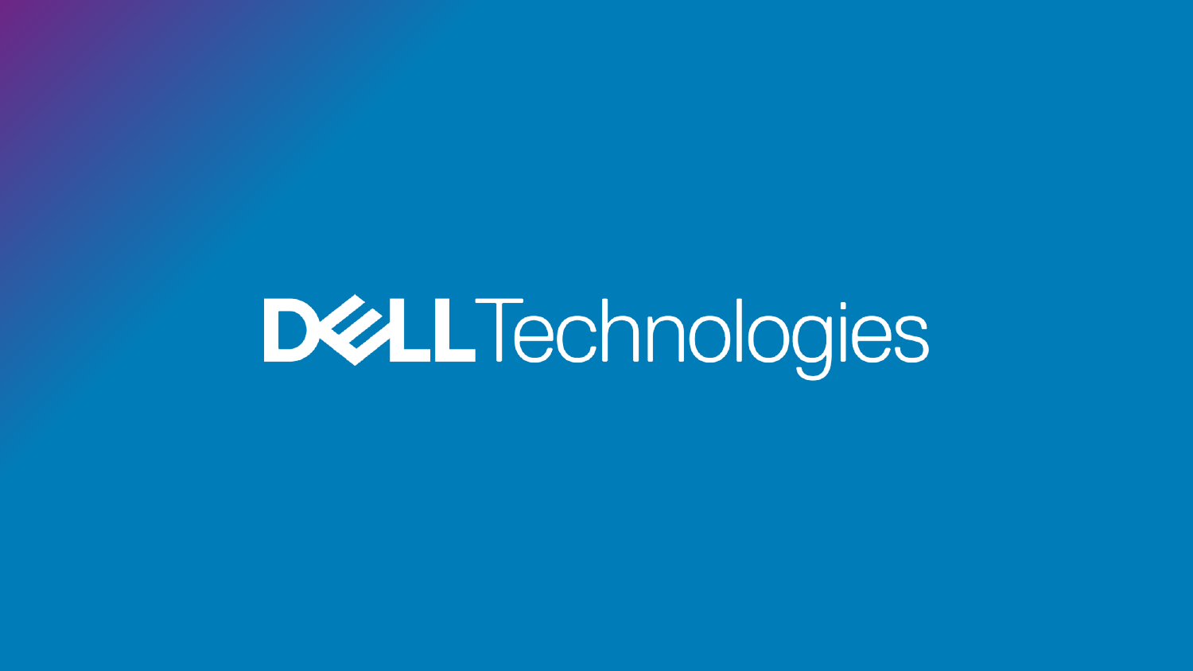DELL Technologies